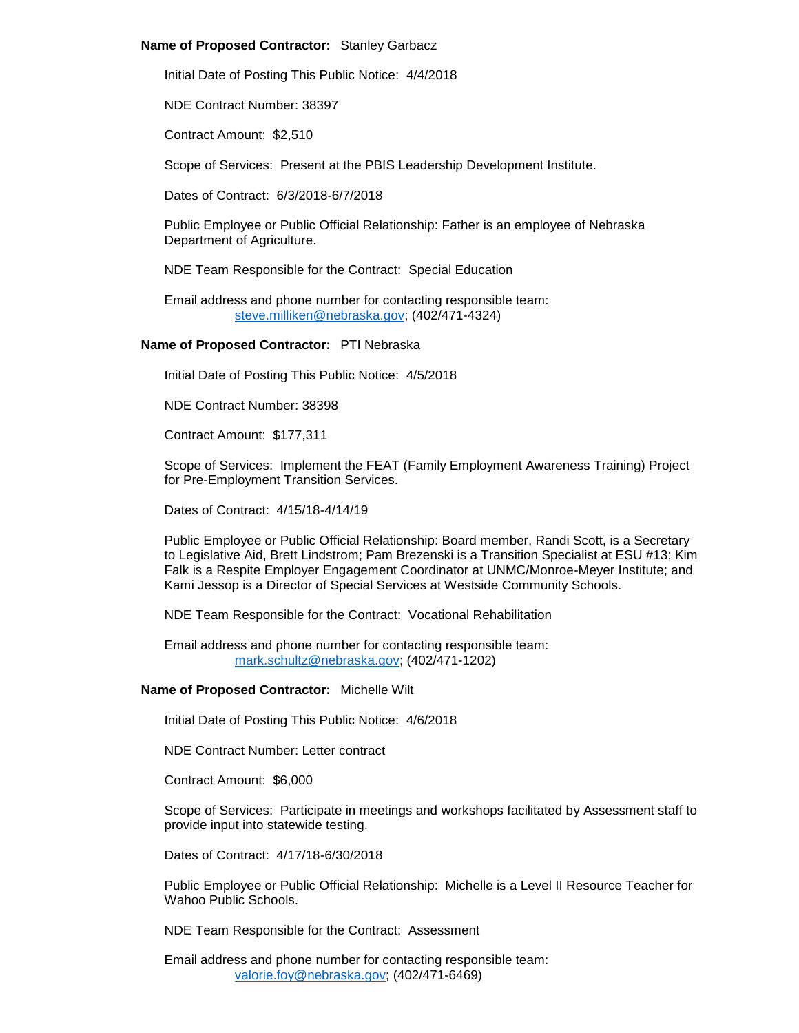**Name of Proposed Contractor:** Stanley Garbacz

Initial Date of Posting This Public Notice: 4/4/2018

NDE Contract Number: 38397

Contract Amount: $2,510

Scope of Services: Present at the PBIS Leadership Development Institute.

Dates of Contract: 6/3/2018-6/7/2018

Public Employee or Public Official Relationship: Father is an employee of Nebraska Department of Agriculture.

NDE Team Responsible for the Contract: Special Education

Email address and phone number for contacting responsible team:
steve.milliken@nebraska.gov; (402/471-4324)

**Name of Proposed Contractor:** PTI Nebraska

Initial Date of Posting This Public Notice: 4/5/2018

NDE Contract Number: 38398

Contract Amount: $177,311

Scope of Services: Implement the FEAT (Family Employment Awareness Training) Project for Pre-Employment Transition Services.

Dates of Contract: 4/15/18-4/14/19

Public Employee or Public Official Relationship: Board member, Randi Scott, is a Secretary to Legislative Aid, Brett Lindstrom; Pam Brezenski is a Transition Specialist at ESU #13; Kim Falk is a Respite Employer Engagement Coordinator at UNMC/Monroe-Meyer Institute; and Kami Jessop is a Director of Special Services at Westside Community Schools.

NDE Team Responsible for the Contract: Vocational Rehabilitation

Email address and phone number for contacting responsible team:
mark.schultz@nebraska.gov; (402/471-1202)

**Name of Proposed Contractor:** Michelle Wilt

Initial Date of Posting This Public Notice: 4/6/2018

NDE Contract Number: Letter contract

Contract Amount: $6,000

Scope of Services: Participate in meetings and workshops facilitated by Assessment staff to provide input into statewide testing.

Dates of Contract: 4/17/18-6/30/2018

Public Employee or Public Official Relationship: Michelle is a Level II Resource Teacher for Wahoo Public Schools.

NDE Team Responsible for the Contract: Assessment

Email address and phone number for contacting responsible team:
valorie.foy@nebraska.gov; (402/471-6469)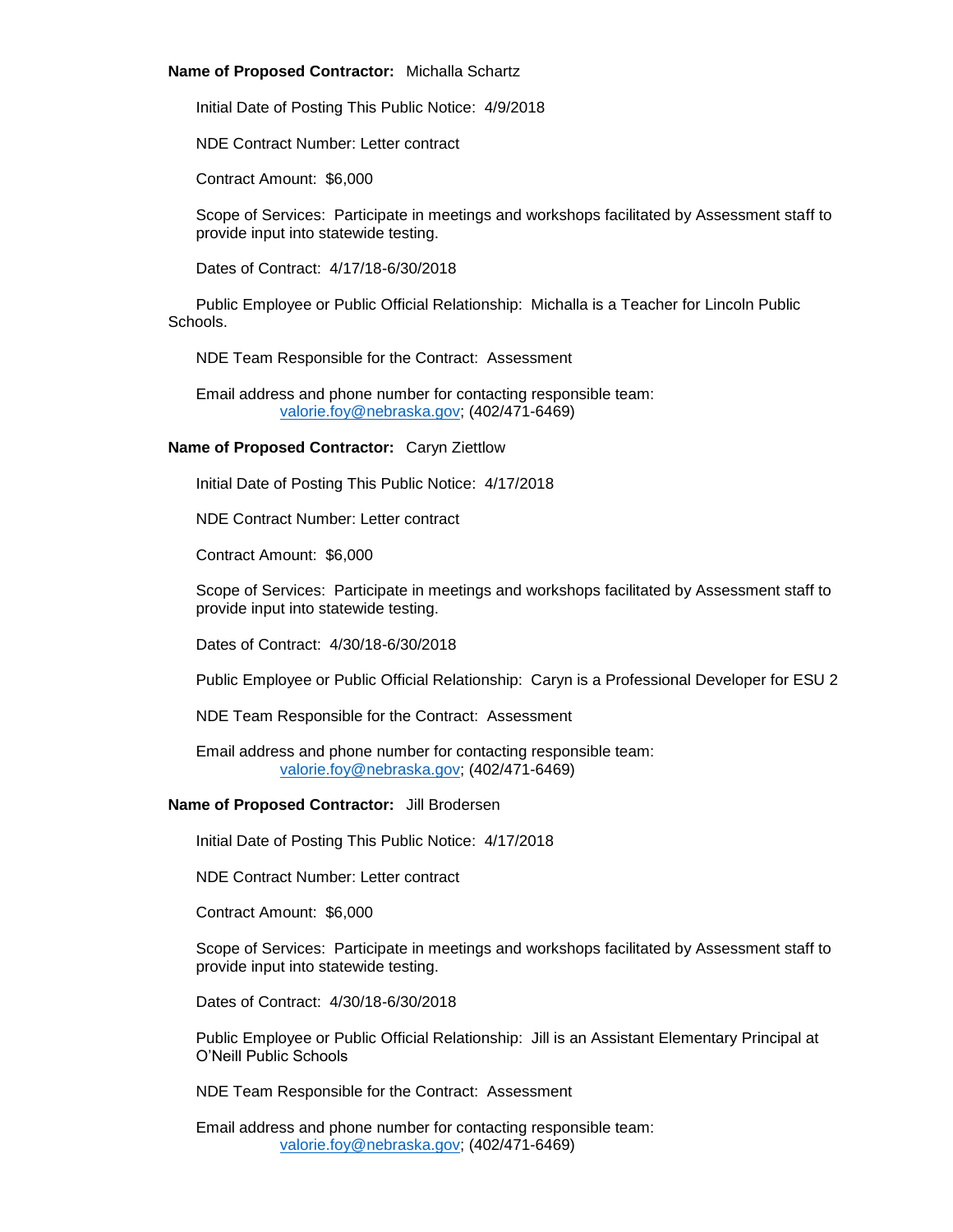**Name of Proposed Contractor:** Michalla Schartz

Initial Date of Posting This Public Notice: 4/9/2018

NDE Contract Number: Letter contract

Contract Amount: $6,000

Scope of Services: Participate in meetings and workshops facilitated by Assessment staff to provide input into statewide testing.

Dates of Contract: 4/17/18-6/30/2018

Public Employee or Public Official Relationship: Michalla is a Teacher for Lincoln Public Schools.

NDE Team Responsible for the Contract: Assessment

Email address and phone number for contacting responsible team:
valorie.foy@nebraska.gov; (402/471-6469)

**Name of Proposed Contractor:** Caryn Ziettlow

Initial Date of Posting This Public Notice: 4/17/2018

NDE Contract Number: Letter contract

Contract Amount: $6,000

Scope of Services: Participate in meetings and workshops facilitated by Assessment staff to provide input into statewide testing.

Dates of Contract: 4/30/18-6/30/2018

Public Employee or Public Official Relationship: Caryn is a Professional Developer for ESU 2

NDE Team Responsible for the Contract: Assessment

Email address and phone number for contacting responsible team:
valorie.foy@nebraska.gov; (402/471-6469)

**Name of Proposed Contractor:** Jill Brodersen

Initial Date of Posting This Public Notice: 4/17/2018

NDE Contract Number: Letter contract

Contract Amount: $6,000

Scope of Services: Participate in meetings and workshops facilitated by Assessment staff to provide input into statewide testing.

Dates of Contract: 4/30/18-6/30/2018

Public Employee or Public Official Relationship: Jill is an Assistant Elementary Principal at O'Neill Public Schools

NDE Team Responsible for the Contract: Assessment

Email address and phone number for contacting responsible team:
valorie.foy@nebraska.gov; (402/471-6469)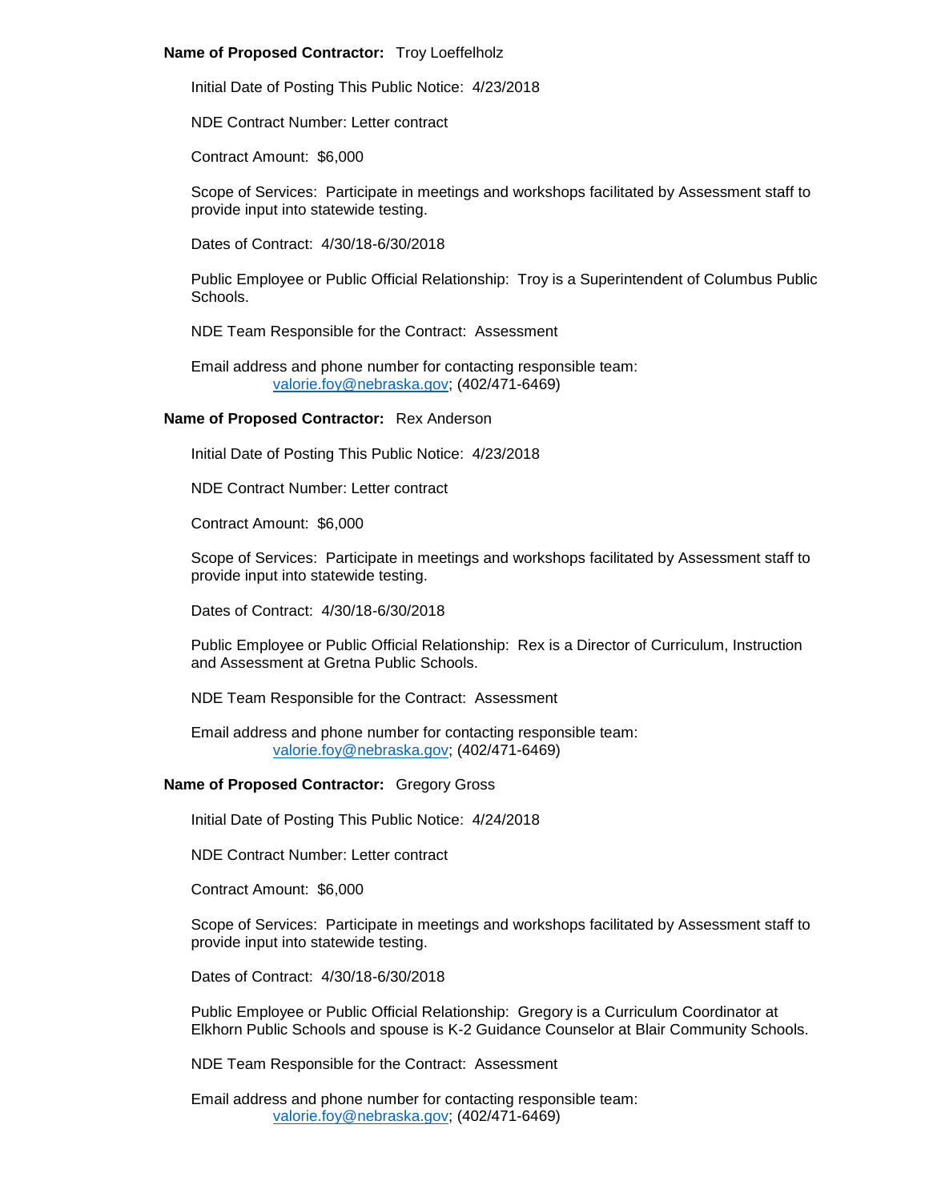**Name of Proposed Contractor:** Troy Loeffelholz

Initial Date of Posting This Public Notice: 4/23/2018

NDE Contract Number: Letter contract

Contract Amount: $6,000

Scope of Services: Participate in meetings and workshops facilitated by Assessment staff to provide input into statewide testing.

Dates of Contract: 4/30/18-6/30/2018

Public Employee or Public Official Relationship: Troy is a Superintendent of Columbus Public Schools.

NDE Team Responsible for the Contract: Assessment

Email address and phone number for contacting responsible team:
valorie.foy@nebraska.gov; (402/471-6469)

**Name of Proposed Contractor:** Rex Anderson

Initial Date of Posting This Public Notice: 4/23/2018

NDE Contract Number: Letter contract

Contract Amount: $6,000

Scope of Services: Participate in meetings and workshops facilitated by Assessment staff to provide input into statewide testing.

Dates of Contract: 4/30/18-6/30/2018

Public Employee or Public Official Relationship: Rex is a Director of Curriculum, Instruction and Assessment at Gretna Public Schools.

NDE Team Responsible for the Contract: Assessment

Email address and phone number for contacting responsible team:
valorie.foy@nebraska.gov; (402/471-6469)

**Name of Proposed Contractor:** Gregory Gross

Initial Date of Posting This Public Notice: 4/24/2018

NDE Contract Number: Letter contract

Contract Amount: $6,000

Scope of Services: Participate in meetings and workshops facilitated by Assessment staff to provide input into statewide testing.

Dates of Contract: 4/30/18-6/30/2018

Public Employee or Public Official Relationship: Gregory is a Curriculum Coordinator at Elkhorn Public Schools and spouse is K-2 Guidance Counselor at Blair Community Schools.

NDE Team Responsible for the Contract: Assessment

Email address and phone number for contacting responsible team:
valorie.foy@nebraska.gov; (402/471-6469)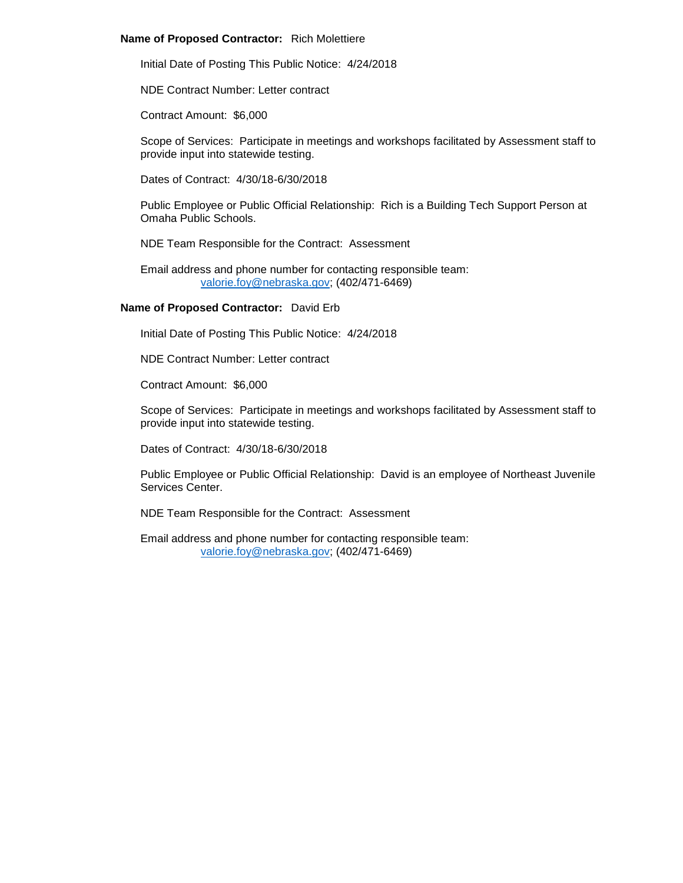**Name of Proposed Contractor:** Rich Molettiere

Initial Date of Posting This Public Notice: 4/24/2018

NDE Contract Number: Letter contract

Contract Amount: $6,000

Scope of Services: Participate in meetings and workshops facilitated by Assessment staff to provide input into statewide testing.

Dates of Contract: 4/30/18-6/30/2018

Public Employee or Public Official Relationship: Rich is a Building Tech Support Person at Omaha Public Schools.

NDE Team Responsible for the Contract: Assessment

Email address and phone number for contacting responsible team:
valorie.foy@nebraska.gov; (402/471-6469)

**Name of Proposed Contractor:** David Erb

Initial Date of Posting This Public Notice: 4/24/2018

NDE Contract Number: Letter contract

Contract Amount: $6,000

Scope of Services: Participate in meetings and workshops facilitated by Assessment staff to provide input into statewide testing.

Dates of Contract: 4/30/18-6/30/2018

Public Employee or Public Official Relationship: David is an employee of Northeast Juvenile Services Center.

NDE Team Responsible for the Contract: Assessment

Email address and phone number for contacting responsible team:
valorie.foy@nebraska.gov; (402/471-6469)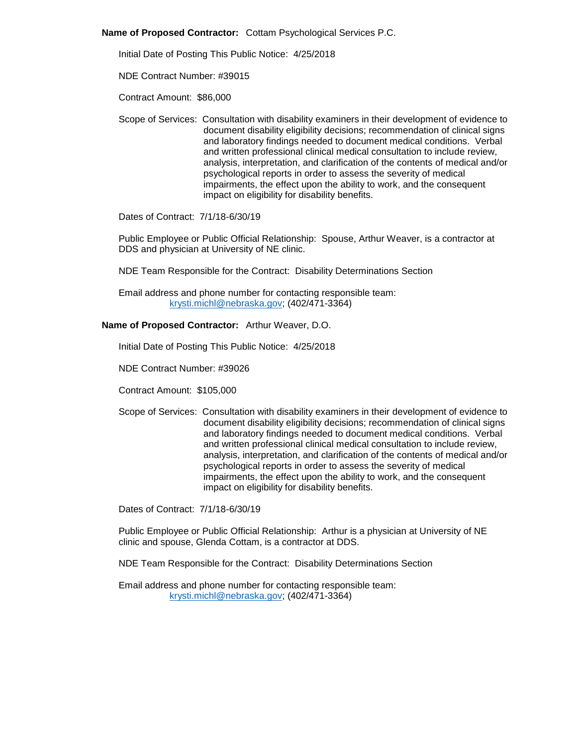**Name of Proposed Contractor:** Cottam Psychological Services P.C.

Initial Date of Posting This Public Notice: 4/25/2018

NDE Contract Number: #39015

Contract Amount: $86,000

Scope of Services: Consultation with disability examiners in their development of evidence to document disability eligibility decisions; recommendation of clinical signs and laboratory findings needed to document medical conditions. Verbal and written professional clinical medical consultation to include review, analysis, interpretation, and clarification of the contents of medical and/or psychological reports in order to assess the severity of medical impairments, the effect upon the ability to work, and the consequent impact on eligibility for disability benefits.

Dates of Contract: 7/1/18-6/30/19

Public Employee or Public Official Relationship: Spouse, Arthur Weaver, is a contractor at DDS and physician at University of NE clinic.

NDE Team Responsible for the Contract: Disability Determinations Section

Email address and phone number for contacting responsible team:
krysti.michl@nebraska.gov; (402/471-3364)

**Name of Proposed Contractor:** Arthur Weaver, D.O.

Initial Date of Posting This Public Notice: 4/25/2018

NDE Contract Number: #39026

Contract Amount: $105,000

Scope of Services: Consultation with disability examiners in their development of evidence to document disability eligibility decisions; recommendation of clinical signs and laboratory findings needed to document medical conditions. Verbal and written professional clinical medical consultation to include review, analysis, interpretation, and clarification of the contents of medical and/or psychological reports in order to assess the severity of medical impairments, the effect upon the ability to work, and the consequent impact on eligibility for disability benefits.

Dates of Contract: 7/1/18-6/30/19

Public Employee or Public Official Relationship: Arthur is a physician at University of NE clinic and spouse, Glenda Cottam, is a contractor at DDS.

NDE Team Responsible for the Contract: Disability Determinations Section

Email address and phone number for contacting responsible team:
krysti.michl@nebraska.gov; (402/471-3364)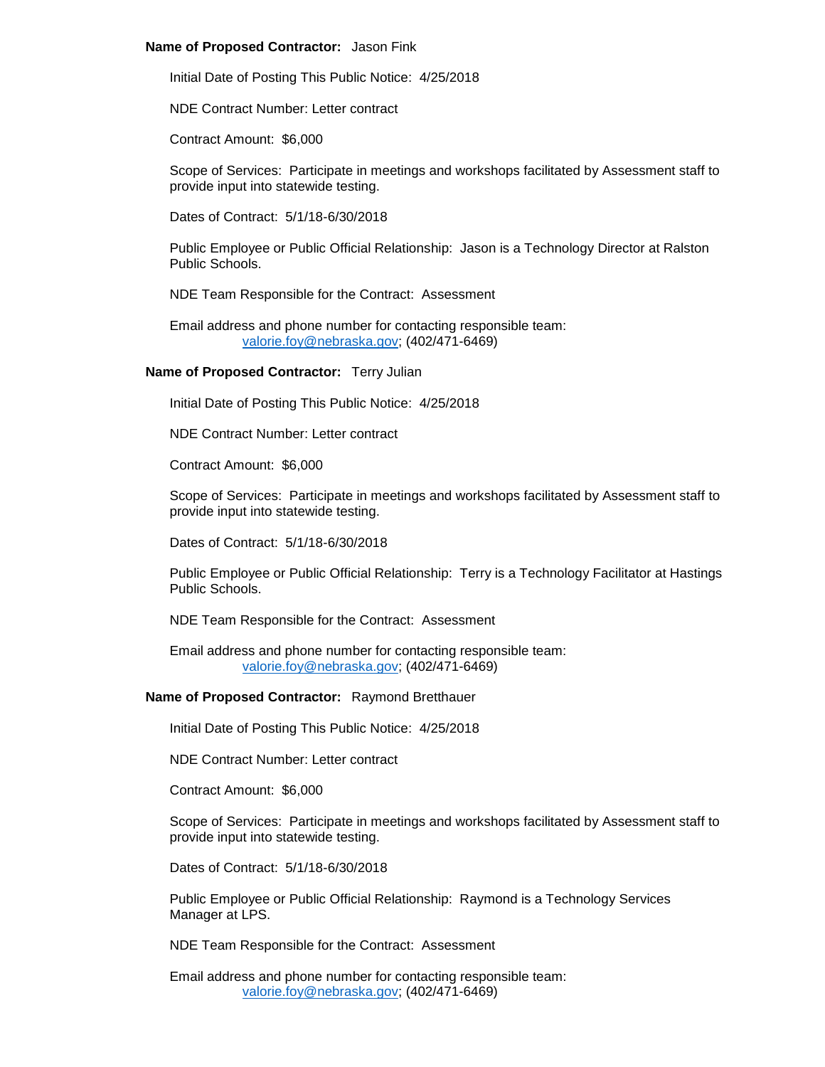**Name of Proposed Contractor:** Jason Fink

Initial Date of Posting This Public Notice: 4/25/2018

NDE Contract Number: Letter contract

Contract Amount: $6,000

Scope of Services: Participate in meetings and workshops facilitated by Assessment staff to provide input into statewide testing.

Dates of Contract: 5/1/18-6/30/2018

Public Employee or Public Official Relationship: Jason is a Technology Director at Ralston Public Schools.

NDE Team Responsible for the Contract: Assessment

Email address and phone number for contacting responsible team:
valorie.foy@nebraska.gov; (402/471-6469)

**Name of Proposed Contractor:** Terry Julian

Initial Date of Posting This Public Notice: 4/25/2018

NDE Contract Number: Letter contract

Contract Amount: $6,000

Scope of Services: Participate in meetings and workshops facilitated by Assessment staff to provide input into statewide testing.

Dates of Contract: 5/1/18-6/30/2018

Public Employee or Public Official Relationship: Terry is a Technology Facilitator at Hastings Public Schools.

NDE Team Responsible for the Contract: Assessment

Email address and phone number for contacting responsible team:
valorie.foy@nebraska.gov; (402/471-6469)

**Name of Proposed Contractor:** Raymond Bretthauer

Initial Date of Posting This Public Notice: 4/25/2018

NDE Contract Number: Letter contract

Contract Amount: $6,000

Scope of Services: Participate in meetings and workshops facilitated by Assessment staff to provide input into statewide testing.

Dates of Contract: 5/1/18-6/30/2018

Public Employee or Public Official Relationship: Raymond is a Technology Services Manager at LPS.

NDE Team Responsible for the Contract: Assessment

Email address and phone number for contacting responsible team:
valorie.foy@nebraska.gov; (402/471-6469)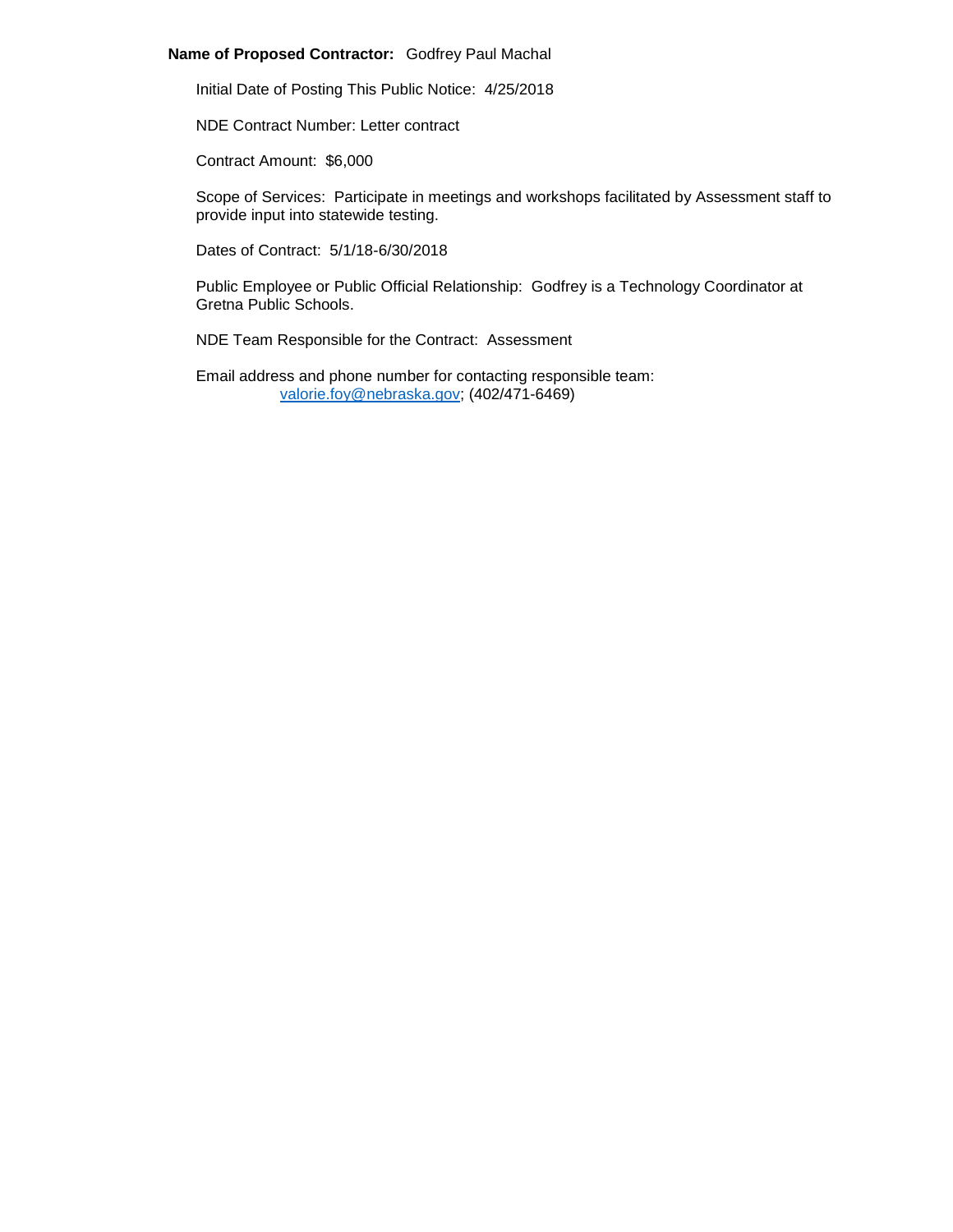**Name of Proposed Contractor:** Godfrey Paul Machal

Initial Date of Posting This Public Notice: 4/25/2018

NDE Contract Number: Letter contract

Contract Amount: $6,000

Scope of Services: Participate in meetings and workshops facilitated by Assessment staff to provide input into statewide testing.

Dates of Contract: 5/1/18-6/30/2018

Public Employee or Public Official Relationship: Godfrey is a Technology Coordinator at Gretna Public Schools.

NDE Team Responsible for the Contract: Assessment

Email address and phone number for contacting responsible team:
valorie.foy@nebraska.gov; (402/471-6469)